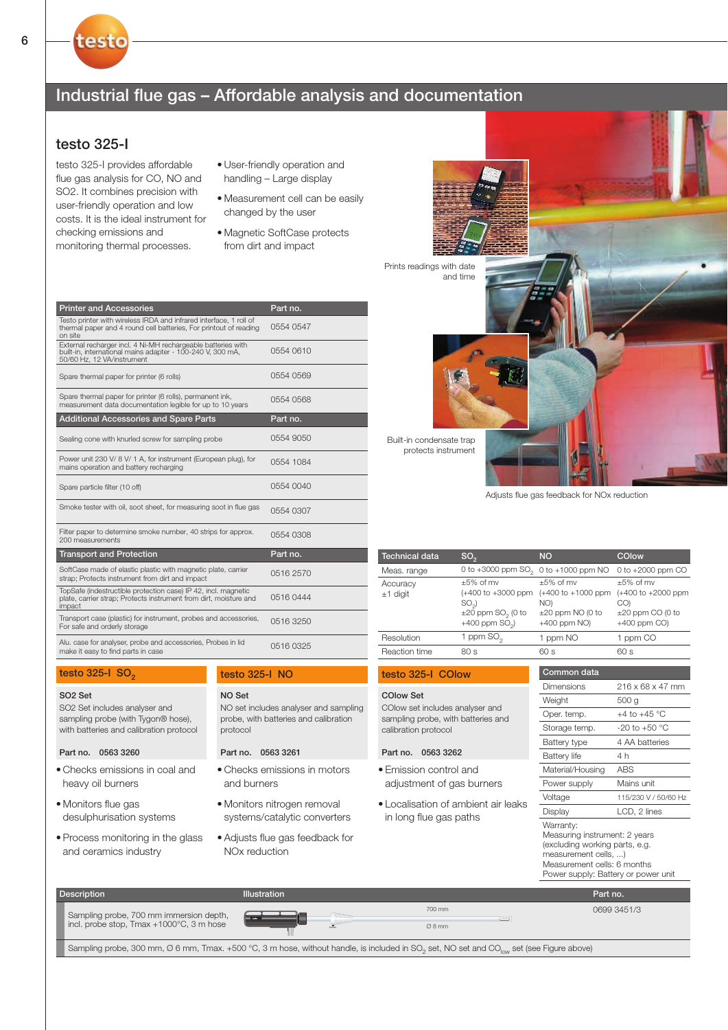# Industrial flue gas – Affordable analysis and documentation

## testo 325-I

testo 325-I provides affordable flue gas analysis for CO, NO and SO2. It combines precision with user-friendly operation and low costs. It is the ideal instrument for checking emissions and monitoring thermal processes.

- User-friendly operation and handling – Large display
- Measurement cell can be easily changed by the user
- Magnetic SoftCase protects from dirt and impact

Prints readings with date and time

Built-in condensate trap protects instrument

Adjusts flue gas feedback for NOx reduction

| Printer and Accessories | Part no. |
|---|---|
| Testo printer with wireless IRDA and infrared interface, 1 roll of thermal paper and 4 round cell batteries, For printout of reading on site | 0554 0547 |
| External recharger incl. 4 Ni-MH rechargeable batteries with built-in, international mains adapter - 100-240 V, 300 mA, 50/60 Hz, 12 VA/instrument | 0554 0610 |
| Spare thermal paper for printer (6 rolls) | 0554 0569 |
| Spare thermal paper for printer (6 rolls), permanent ink, measurement data documentation legible for up to 10 years | 0554 0568 |
| **Additional Accessories and Spare Parts** | **Part no.** |
| Sealing cone with knurled screw for sampling probe | 0554 9050 |
| Power unit 230 V/ 8 V/ 1 A, for instrument (European plug), for mains operation and battery recharging | 0554 1084 |
| Spare particle filter (10 off) | 0554 0040 |
| Smoke tester with oil, soot sheet, for measuring soot in flue gas | 0554 0307 |
| Filter paper to determine smoke number, 40 strips for approx. 200 measurements | 0554 0308 |
| **Transport and Protection** | **Part no.** |
| SoftCase made of elastic plastic with magnetic plate, carrier strap; Protects instrument from dirt and impact | 0516 2570 |
| TopSafe (indestructible protection case) IP 42, incl. magnetic plate, carrier strap; Protects instrument from dirt, moisture and impact | 0516 0444 |
| Transport case (plastic) for instrument, probes and accessories, For safe and orderly storage | 0516 3250 |
| Alu. case for analyser, probe and accessories, Probes in lid make it easy to find parts in case | 0516 0325 |

| Technical data | $SO_2$ | NO | COlow |
|---|---|---|---|
| Meas. range | 0 to +3000 ppm $SO_2$ | 0 to +1000 ppm NO | 0 to +2000 ppm CO |
| Accuracy ±1 digit | ±5% of mv (+400 to +3000 ppm $SO_2$) ±20 ppm $SO_2$ (0 to +400 ppm $SO_2$) | ±5% of mv (+400 to +1000 ppm NO) ±20 ppm NO (0 to +400 ppm NO) | ±5% of mv (+400 to +2000 ppm CO) ±20 ppm CO (0 to +400 ppm CO) |
| Resolution | 1 ppm $SO_2$ | 1 ppm NO | 1 ppm CO |
| Reaction time | 80 s | 60 s | 60 s |

### testo 325-I $SO_2$

**SO2 Set**

SO2 Set includes analyser and sampling probe (with Tygon® hose), with batteries and calibration protocol

Part no. 0563 3260

- Checks emissions in coal and heavy oil burners
- Monitors flue gas desulphurisation systems
- Process monitoring in the glass and ceramics industry

### testo 325-I NO

**NO Set**

NO set includes analyser and sampling probe, with batteries and calibration protocol

Part no. 0563 3261

- Checks emissions in motors and burners
- Monitors nitrogen removal systems/catalytic converters
- Adjusts flue gas feedback for NOx reduction

### testo 325-I COlow

**COlow Set**

COlow set includes analyser and sampling probe, with batteries and calibration protocol

Part no. 0563 3262

- Emission control and adjustment of gas burners
- Localisation of ambient air leaks in long flue gas paths

| Common data | |
|---|---|
| Dimensions | 216 x 68 x 47 mm |
| Weight | 500 g |
| Oper. temp. | +4 to +45 °C |
| Storage temp. | -20 to +50 °C |
| Battery type | 4 AA batteries |
| Battery life | 4 h |
| Material/Housing | ABS |
| Power supply | Mains unit |
| Voltage | 115/230 V / 50/60 Hz |
| Display | LCD, 2 lines |

Warranty:
Measuring instrument: 2 years (excluding working parts, e.g. measurement cells, ...)
Measurement cells: 6 months
Power supply: Battery or power unit

| Description | Illustration | Part no. |
|---|---|---|
| Sampling probe, 700 mm immersion depth, incl. probe stop, Tmax +1000°C, 3 m hose | 700 mm, Ø 8 mm | 0699 3451/3 |

Sampling probe, 300 mm, Ø 6 mm, Tmax. +500 °C, 3 m hose, without handle, is included in $SO_2$ set, NO set and $CO_{low}$ set (see Figure above)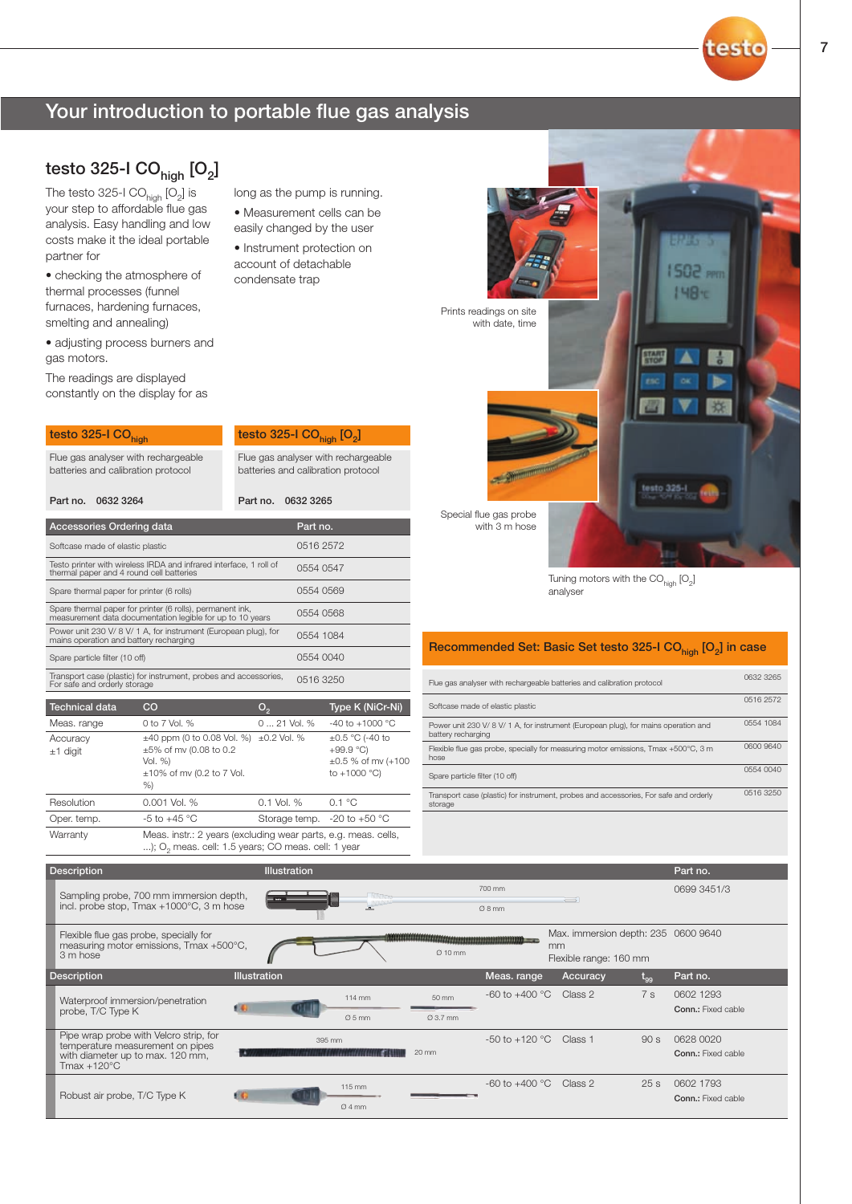## Your introduction to portable flue gas analysis

### testo 325-I $CO_{high}$ [$O_2$]

The testo 325-I $CO_{high}$ [$O_2$] is your step to affordable flue gas analysis. Easy handling and low costs make it the ideal portable partner for

- checking the atmosphere of thermal processes (funnel furnaces, hardening furnaces, smelting and annealing)
- adjusting process burners and gas motors.

The readings are displayed constantly on the display for as long as the pump is running.

- Measurement cells can be easily changed by the user
- Instrument protection on account of detachable condensate trap

Prints readings on site with date, time

Special flue gas probe with 3 m hose

Tuning motors with the $CO_{high}$ [$O_2$] analyser

| testo 325-I $CO_{high}$ | testo 325-I $CO_{high}$ [$O_2$] |
|---|---|
| Flue gas analyser with rechargeable batteries and calibration protocol | Flue gas analyser with rechargeable batteries and calibration protocol |
| **Part no. 0632 3264** | **Part no. 0632 3265** |

| Accessories Ordering data | Part no. |
|---|---|
| Softcase made of elastic plastic | 0516 2572 |
| Testo printer with wireless IRDA and infrared interface, 1 roll of thermal paper and 4 round cell batteries | 0554 0547 |
| Spare thermal paper for printer (6 rolls) | 0554 0569 |
| Spare thermal paper for printer (6 rolls), permanent ink, measurement data documentation legible for up to 10 years | 0554 0568 |
| Power unit 230 V/ 8 V/ 1 A, for instrument (European plug), for mains operation and battery recharging | 0554 1084 |
| Spare particle filter (10 off) | 0554 0040 |
| Transport case (plastic) for instrument, probes and accessories, For safe and orderly storage | 0516 3250 |

| Technical data | CO | $O_2$ | Type K (NiCr-Ni) |
|---|---|---|---|
| Meas. range | 0 to 7 Vol. % | 0 ... 21 Vol. % | -40 to +1000 °C |
| Accuracy ±1 digit | ±40 ppm (0 to 0.08 Vol. %) ±5% of mv (0.08 to 0.2 Vol. %) ±10% of mv (0.2 to 7 Vol. %) | ±0.2 Vol. % | ±0.5 °C (-40 to +99.9 °C) ±0.5 % of mv (+100 to +1000 °C) |
| Resolution | 0.001 Vol. % | 0.1 Vol. % | 0.1 °C |
| Oper. temp. | -5 to +45 °C | Storage temp. | -20 to +50 °C |
| Warranty | Meas. instr.: 2 years (excluding wear parts, e.g. meas. cells, ...); $O_2$ meas. cell: 1.5 years; CO meas. cell: 1 year | | |

| Recommended Set: Basic Set testo 325-I $CO_{high}$ [$O_2$] in case | |
|---|---|
| Flue gas analyser with rechargeable batteries and calibration protocol | 0632 3265 |
| Softcase made of elastic plastic | 0516 2572 |
| Power unit 230 V/ 8 V/ 1 A, for instrument (European plug), for mains operation and battery recharging | 0554 1084 |
| Flexible flue gas probe, specially for measuring motor emissions, Tmax +500°C, 3 m hose | 0600 9640 |
| Spare particle filter (10 off) | 0554 0040 |
| Transport case (plastic) for instrument, probes and accessories, For safe and orderly storage | 0516 3250 |

| Description | Illustration | Part no. |
|---|---|---|
| Sampling probe, 700 mm immersion depth, incl. probe stop, Tmax +1000°C, 3 m hose | 700 mm; Ø 8 mm | 0699 3451/3 |
| Flexible flue gas probe, specially for measuring motor emissions, Tmax +500°C, 3 m hose | Ø 10 mm; Max. immersion depth: 235 mm; Flexible range: 160 mm | 0600 9640 |

| Description | Illustration | Meas. range | Accuracy | $t_{99}$ | Part no. |
|---|---|---|---|---|---|
| Waterproof immersion/penetration probe, T/C Type K | 114 mm; Ø 5 mm; 50 mm; Ø 3.7 mm | -60 to +400 °C | Class 2 | 7 s | 0602 1293 **Conn.:** Fixed cable |
| Pipe wrap probe with Velcro strip, for temperature measurement on pipes with diameter up to max. 120 mm, Tmax +120°C | 395 mm; 20 mm | -50 to +120 °C | Class 1 | 90 s | 0628 0020 **Conn.:** Fixed cable |
| Robust air probe, T/C Type K | 115 mm; Ø 4 mm | -60 to +400 °C | Class 2 | 25 s | 0602 1793 **Conn.:** Fixed cable |